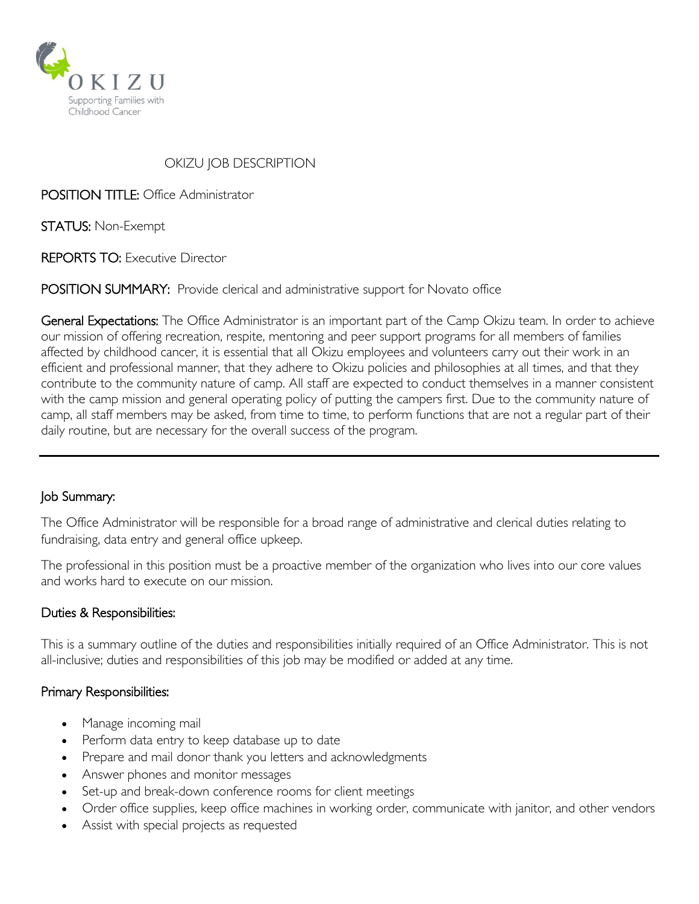OKIZU

Supporting Families with Childhood Cancer

# OKIZU JOB DESCRIPTION

**POSITION TITLE:** Office Administrator

**STATUS:** Non-Exempt

**REPORTS TO:** Executive Director

**POSITION SUMMARY:** Provide clerical and administrative support for Novato office

**General Expectations:** The Office Administrator is an important part of the Camp Okizu team. In order to achieve our mission of offering recreation, respite, mentoring and peer support programs for all members of families affected by childhood cancer, it is essential that all Okizu employees and volunteers carry out their work in an efficient and professional manner, that they adhere to Okizu policies and philosophies at all times, and that they contribute to the community nature of camp. All staff are expected to conduct themselves in a manner consistent with the camp mission and general operating policy of putting the campers first. Due to the community nature of camp, all staff members may be asked, from time to time, to perform functions that are not a regular part of their daily routine, but are necessary for the overall success of the program.

---

## Job Summary:

The Office Administrator will be responsible for a broad range of administrative and clerical duties relating to fundraising, data entry and general office upkeep.

The professional in this position must be a proactive member of the organization who lives into our core values and works hard to execute on our mission.

## Duties & Responsibilities:

This is a summary outline of the duties and responsibilities initially required of an Office Administrator. This is not all-inclusive; duties and responsibilities of this job may be modified or added at any time.

## Primary Responsibilities:

- Manage incoming mail
- Perform data entry to keep database up to date
- Prepare and mail donor thank you letters and acknowledgments
- Answer phones and monitor messages
- Set-up and break-down conference rooms for client meetings
- Order office supplies, keep office machines in working order, communicate with janitor, and other vendors
- Assist with special projects as requested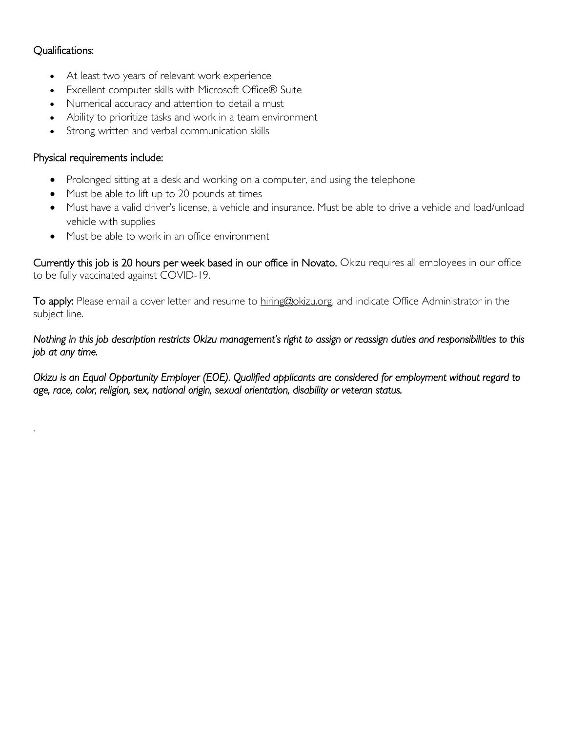Qualifications:

- At least two years of relevant work experience
- Excellent computer skills with Microsoft Office® Suite
- Numerical accuracy and attention to detail a must
- Ability to prioritize tasks and work in a team environment
- Strong written and verbal communication skills

Physical requirements include:

- Prolonged sitting at a desk and working on a computer, and using the telephone
- Must be able to lift up to 20 pounds at times
- Must have a valid driver's license, a vehicle and insurance. Must be able to drive a vehicle and load/unload vehicle with supplies
- Must be able to work in an office environment

Currently this job is 20 hours per week based in our office in Novato. Okizu requires all employees in our office to be fully vaccinated against COVID-19.

To apply: Please email a cover letter and resume to hiring@okizu.org, and indicate Office Administrator in the subject line.

*Nothing in this job description restricts Okizu management's right to assign or reassign duties and responsibilities to this job at any time.*

*Okizu is an Equal Opportunity Employer (EOE). Qualified applicants are considered for employment without regard to age, race, color, religion, sex, national origin, sexual orientation, disability or veteran status.*

.